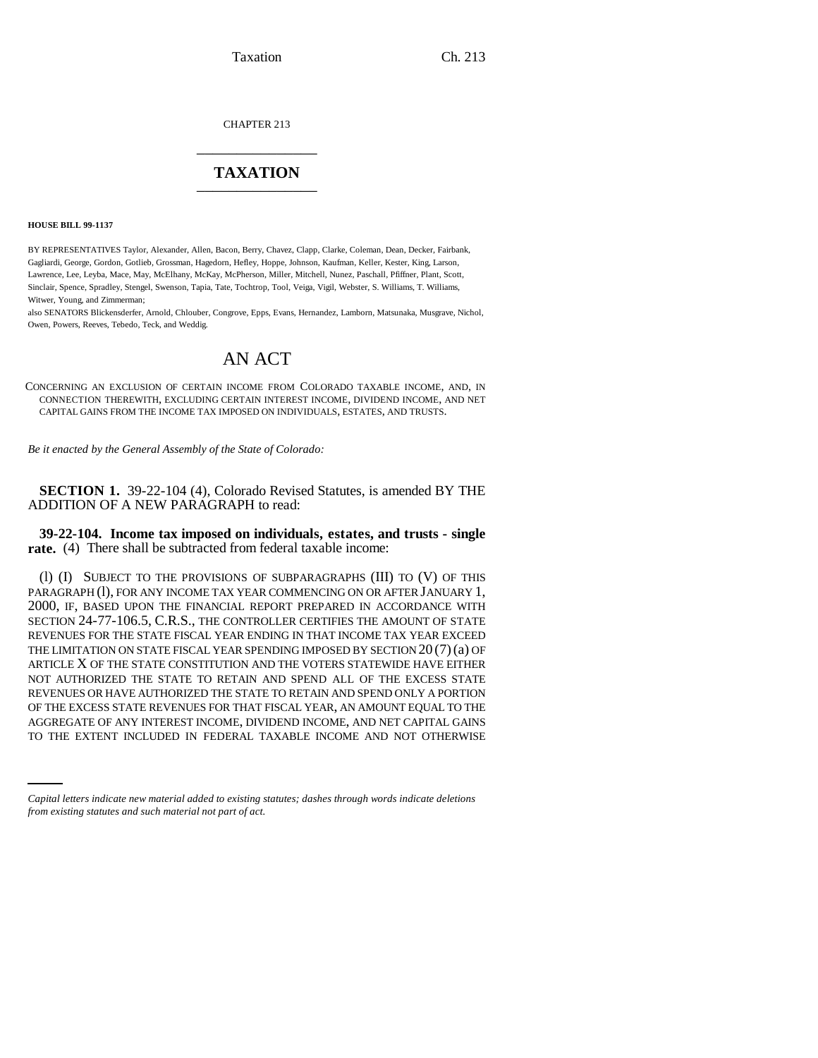CHAPTER 213

# TAXATION

**HOUSE BILL 99-1137**

BY REPRESENTATIVES Taylor, Alexander, Allen, Bacon, Berry, Chavez, Clapp, Clarke, Coleman, Dean, Decker, Fairbank, Gagliardi, George, Gordon, Gotlieb, Grossman, Hagedorn, Hefley, Hoppe, Johnson, Kaufman, Keller, Kester, King, Larson, Lawrence, Lee, Leyba, Mace, May, McElhany, McKay, McPherson, Miller, Mitchell, Nunez, Paschall, Pfiffner, Plant, Scott, Sinclair, Spence, Spradley, Stengel, Swenson, Tapia, Tate, Tochtrop, Tool, Veiga, Vigil, Webster, S. Williams, T. Williams, Witwer, Young, and Zimmerman;

also SENATORS Blickensderfer, Arnold, Chlouber, Congrove, Epps, Evans, Hernandez, Lamborn, Matsunaka, Musgrave, Nichol, Owen, Powers, Reeves, Tebedo, Teck, and Weddig.

# AN ACT

CONCERNING AN EXCLUSION OF CERTAIN INCOME FROM COLORADO TAXABLE INCOME, AND, IN CONNECTION THEREWITH, EXCLUDING CERTAIN INTEREST INCOME, DIVIDEND INCOME, AND NET CAPITAL GAINS FROM THE INCOME TAX IMPOSED ON INDIVIDUALS, ESTATES, AND TRUSTS.

*Be it enacted by the General Assembly of the State of Colorado:*

**SECTION 1.** 39-22-104 (4), Colorado Revised Statutes, is amended BY THE ADDITION OF A NEW PARAGRAPH to read:

**39-22-104. Income tax imposed on individuals, estates, and trusts - single rate.** (4) There shall be subtracted from federal taxable income:

(l) (I) SUBJECT TO THE PROVISIONS OF SUBPARAGRAPHS (III) TO (V) OF THIS PARAGRAPH (l), FOR ANY INCOME TAX YEAR COMMENCING ON OR AFTER JANUARY 1, 2000, IF, BASED UPON THE FINANCIAL REPORT PREPARED IN ACCORDANCE WITH SECTION 24-77-106.5, C.R.S., THE CONTROLLER CERTIFIES THE AMOUNT OF STATE REVENUES FOR THE STATE FISCAL YEAR ENDING IN THAT INCOME TAX YEAR EXCEED THE LIMITATION ON STATE FISCAL YEAR SPENDING IMPOSED BY SECTION 20 (7) (a) OF ARTICLE X OF THE STATE CONSTITUTION AND THE VOTERS STATEWIDE HAVE EITHER NOT AUTHORIZED THE STATE TO RETAIN AND SPEND ALL OF THE EXCESS STATE REVENUES OR HAVE AUTHORIZED THE STATE TO RETAIN AND SPEND ONLY A PORTION OF THE EXCESS STATE REVENUES FOR THAT FISCAL YEAR, AN AMOUNT EQUAL TO THE AGGREGATE OF ANY INTEREST INCOME, DIVIDEND INCOME, AND NET CAPITAL GAINS TO THE EXTENT INCLUDED IN FEDERAL TAXABLE INCOME AND NOT OTHERWISE

*Capital letters indicate new material added to existing statutes; dashes through words indicate deletions from existing statutes and such material not part of act.*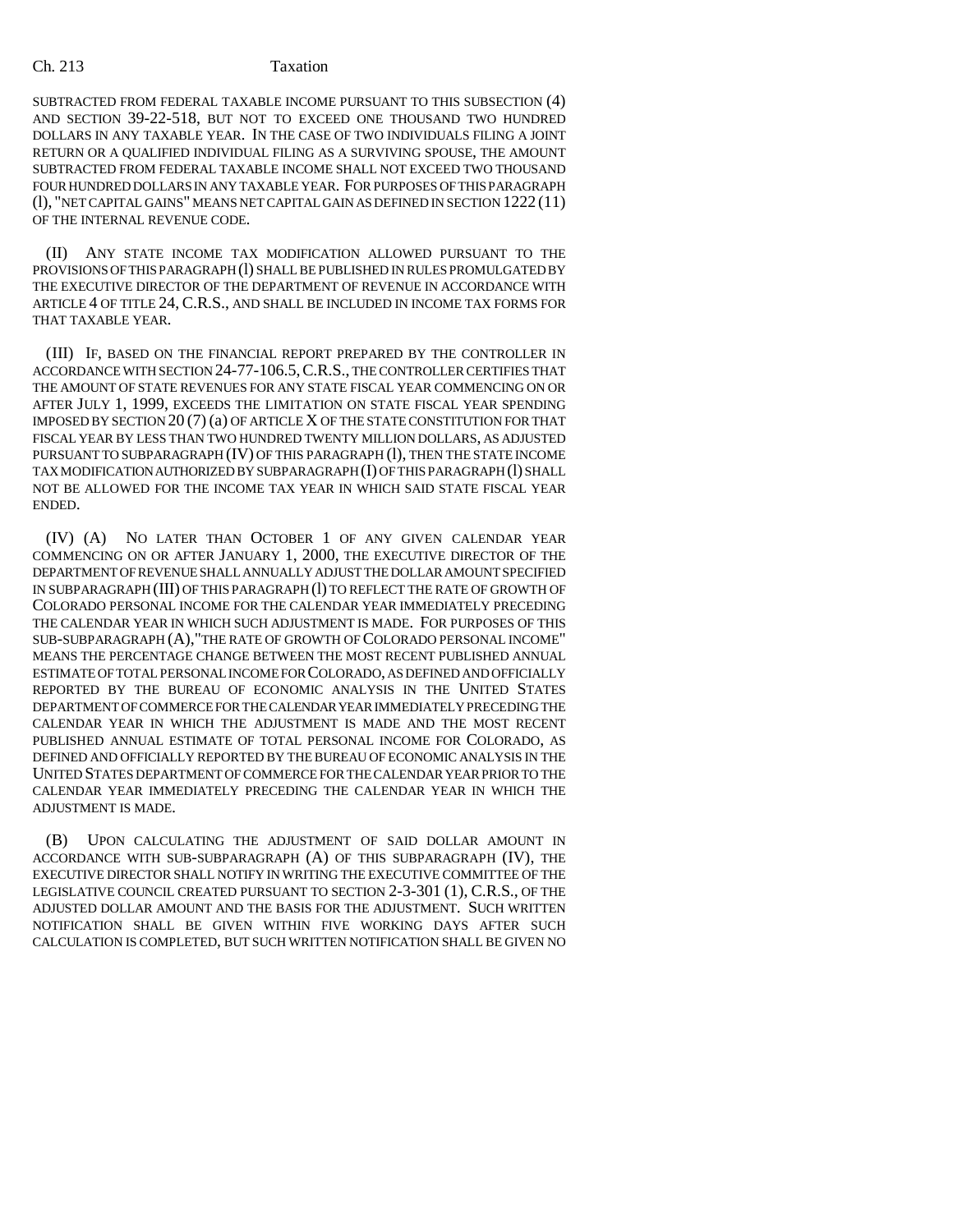SUBTRACTED FROM FEDERAL TAXABLE INCOME PURSUANT TO THIS SUBSECTION (4) AND SECTION 39-22-518, BUT NOT TO EXCEED ONE THOUSAND TWO HUNDRED DOLLARS IN ANY TAXABLE YEAR. IN THE CASE OF TWO INDIVIDUALS FILING A JOINT RETURN OR A QUALIFIED INDIVIDUAL FILING AS A SURVIVING SPOUSE, THE AMOUNT SUBTRACTED FROM FEDERAL TAXABLE INCOME SHALL NOT EXCEED TWO THOUSAND FOUR HUNDRED DOLLARS IN ANY TAXABLE YEAR. FOR PURPOSES OF THIS PARAGRAPH (l), "NET CAPITAL GAINS" MEANS NET CAPITAL GAIN AS DEFINED IN SECTION 1222 (11) OF THE INTERNAL REVENUE CODE.

(II) ANY STATE INCOME TAX MODIFICATION ALLOWED PURSUANT TO THE PROVISIONS OF THIS PARAGRAPH (l) SHALL BE PUBLISHED IN RULES PROMULGATED BY THE EXECUTIVE DIRECTOR OF THE DEPARTMENT OF REVENUE IN ACCORDANCE WITH ARTICLE 4 OF TITLE 24, C.R.S., AND SHALL BE INCLUDED IN INCOME TAX FORMS FOR THAT TAXABLE YEAR.

(III) IF, BASED ON THE FINANCIAL REPORT PREPARED BY THE CONTROLLER IN ACCORDANCE WITH SECTION 24-77-106.5, C.R.S., THE CONTROLLER CERTIFIES THAT THE AMOUNT OF STATE REVENUES FOR ANY STATE FISCAL YEAR COMMENCING ON OR AFTER JULY 1, 1999, EXCEEDS THE LIMITATION ON STATE FISCAL YEAR SPENDING IMPOSED BY SECTION 20 (7) (a) OF ARTICLE X OF THE STATE CONSTITUTION FOR THAT FISCAL YEAR BY LESS THAN TWO HUNDRED TWENTY MILLION DOLLARS, AS ADJUSTED PURSUANT TO SUBPARAGRAPH (IV) OF THIS PARAGRAPH (l), THEN THE STATE INCOME TAX MODIFICATION AUTHORIZED BY SUBPARAGRAPH (I) OF THIS PARAGRAPH (l) SHALL NOT BE ALLOWED FOR THE INCOME TAX YEAR IN WHICH SAID STATE FISCAL YEAR ENDED.

(IV) (A) NO LATER THAN OCTOBER 1 OF ANY GIVEN CALENDAR YEAR COMMENCING ON OR AFTER JANUARY 1, 2000, THE EXECUTIVE DIRECTOR OF THE DEPARTMENT OF REVENUE SHALL ANNUALLY ADJUST THE DOLLAR AMOUNT SPECIFIED IN SUBPARAGRAPH (III) OF THIS PARAGRAPH (l) TO REFLECT THE RATE OF GROWTH OF COLORADO PERSONAL INCOME FOR THE CALENDAR YEAR IMMEDIATELY PRECEDING THE CALENDAR YEAR IN WHICH SUCH ADJUSTMENT IS MADE. FOR PURPOSES OF THIS SUB-SUBPARAGRAPH (A), "THE RATE OF GROWTH OF COLORADO PERSONAL INCOME" MEANS THE PERCENTAGE CHANGE BETWEEN THE MOST RECENT PUBLISHED ANNUAL ESTIMATE OF TOTAL PERSONAL INCOME FOR COLORADO, AS DEFINED AND OFFICIALLY REPORTED BY THE BUREAU OF ECONOMIC ANALYSIS IN THE UNITED STATES DEPARTMENT OF COMMERCE FOR THE CALENDAR YEAR IMMEDIATELY PRECEDING THE CALENDAR YEAR IN WHICH THE ADJUSTMENT IS MADE AND THE MOST RECENT PUBLISHED ANNUAL ESTIMATE OF TOTAL PERSONAL INCOME FOR COLORADO, AS DEFINED AND OFFICIALLY REPORTED BY THE BUREAU OF ECONOMIC ANALYSIS IN THE UNITED STATES DEPARTMENT OF COMMERCE FOR THE CALENDAR YEAR PRIOR TO THE CALENDAR YEAR IMMEDIATELY PRECEDING THE CALENDAR YEAR IN WHICH THE ADJUSTMENT IS MADE.

(B) UPON CALCULATING THE ADJUSTMENT OF SAID DOLLAR AMOUNT IN ACCORDANCE WITH SUB-SUBPARAGRAPH (A) OF THIS SUBPARAGRAPH (IV), THE EXECUTIVE DIRECTOR SHALL NOTIFY IN WRITING THE EXECUTIVE COMMITTEE OF THE LEGISLATIVE COUNCIL CREATED PURSUANT TO SECTION 2-3-301 (1), C.R.S., OF THE ADJUSTED DOLLAR AMOUNT AND THE BASIS FOR THE ADJUSTMENT. SUCH WRITTEN NOTIFICATION SHALL BE GIVEN WITHIN FIVE WORKING DAYS AFTER SUCH CALCULATION IS COMPLETED, BUT SUCH WRITTEN NOTIFICATION SHALL BE GIVEN NO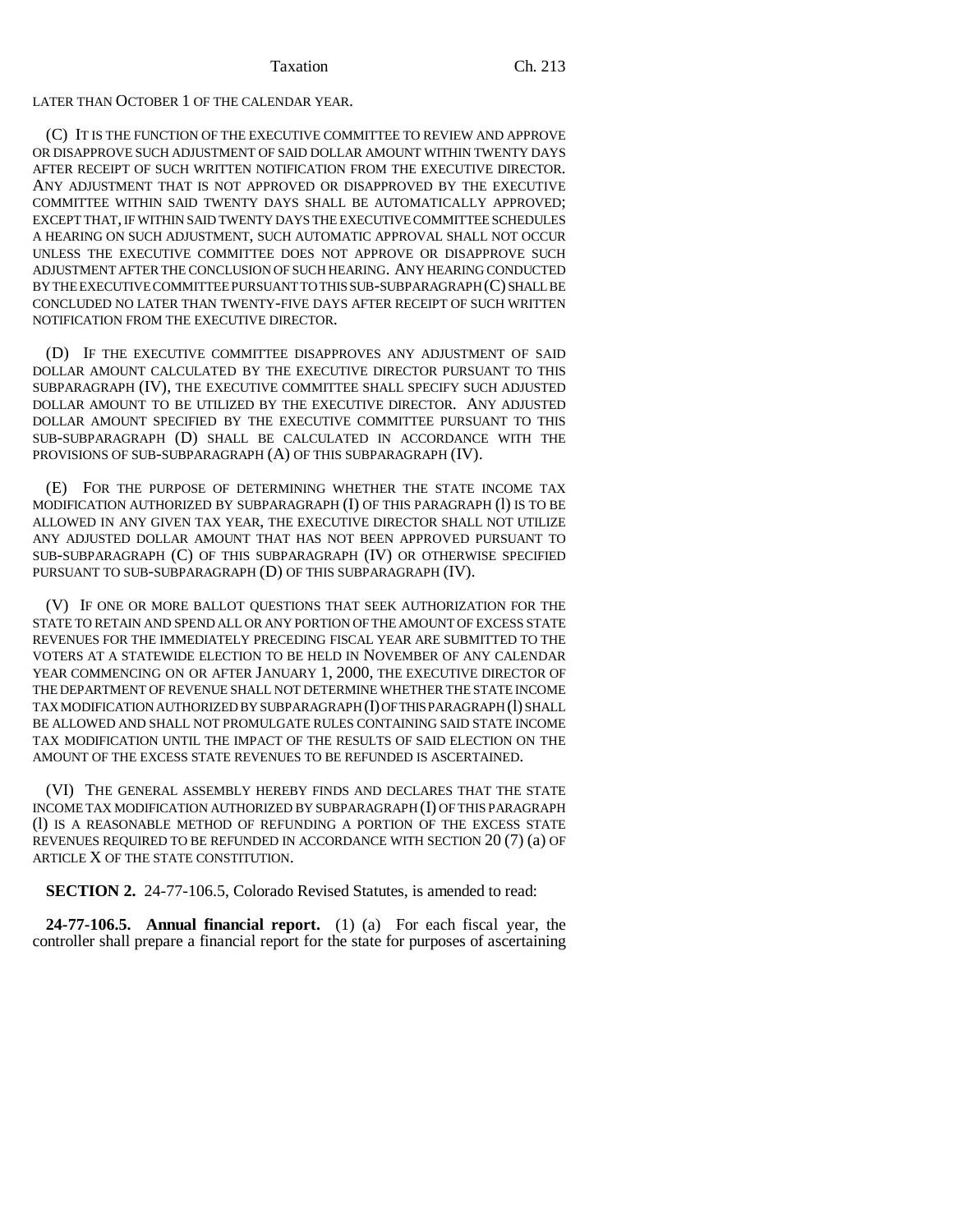LATER THAN OCTOBER 1 OF THE CALENDAR YEAR.

(C) IT IS THE FUNCTION OF THE EXECUTIVE COMMITTEE TO REVIEW AND APPROVE OR DISAPPROVE SUCH ADJUSTMENT OF SAID DOLLAR AMOUNT WITHIN TWENTY DAYS AFTER RECEIPT OF SUCH WRITTEN NOTIFICATION FROM THE EXECUTIVE DIRECTOR. ANY ADJUSTMENT THAT IS NOT APPROVED OR DISAPPROVED BY THE EXECUTIVE COMMITTEE WITHIN SAID TWENTY DAYS SHALL BE AUTOMATICALLY APPROVED; EXCEPT THAT, IF WITHIN SAID TWENTY DAYS THE EXECUTIVE COMMITTEE SCHEDULES A HEARING ON SUCH ADJUSTMENT, SUCH AUTOMATIC APPROVAL SHALL NOT OCCUR UNLESS THE EXECUTIVE COMMITTEE DOES NOT APPROVE OR DISAPPROVE SUCH ADJUSTMENT AFTER THE CONCLUSION OF SUCH HEARING. ANY HEARING CONDUCTED BY THE EXECUTIVE COMMITTEE PURSUANT TO THIS SUB-SUBPARAGRAPH (C) SHALL BE CONCLUDED NO LATER THAN TWENTY-FIVE DAYS AFTER RECEIPT OF SUCH WRITTEN NOTIFICATION FROM THE EXECUTIVE DIRECTOR.

(D) IF THE EXECUTIVE COMMITTEE DISAPPROVES ANY ADJUSTMENT OF SAID DOLLAR AMOUNT CALCULATED BY THE EXECUTIVE DIRECTOR PURSUANT TO THIS SUBPARAGRAPH (IV), THE EXECUTIVE COMMITTEE SHALL SPECIFY SUCH ADJUSTED DOLLAR AMOUNT TO BE UTILIZED BY THE EXECUTIVE DIRECTOR. ANY ADJUSTED DOLLAR AMOUNT SPECIFIED BY THE EXECUTIVE COMMITTEE PURSUANT TO THIS SUB-SUBPARAGRAPH (D) SHALL BE CALCULATED IN ACCORDANCE WITH THE PROVISIONS OF SUB-SUBPARAGRAPH (A) OF THIS SUBPARAGRAPH (IV).

(E) FOR THE PURPOSE OF DETERMINING WHETHER THE STATE INCOME TAX MODIFICATION AUTHORIZED BY SUBPARAGRAPH (I) OF THIS PARAGRAPH (l) IS TO BE ALLOWED IN ANY GIVEN TAX YEAR, THE EXECUTIVE DIRECTOR SHALL NOT UTILIZE ANY ADJUSTED DOLLAR AMOUNT THAT HAS NOT BEEN APPROVED PURSUANT TO SUB-SUBPARAGRAPH (C) OF THIS SUBPARAGRAPH (IV) OR OTHERWISE SPECIFIED PURSUANT TO SUB-SUBPARAGRAPH (D) OF THIS SUBPARAGRAPH (IV).

(V) IF ONE OR MORE BALLOT QUESTIONS THAT SEEK AUTHORIZATION FOR THE STATE TO RETAIN AND SPEND ALL OR ANY PORTION OF THE AMOUNT OF EXCESS STATE REVENUES FOR THE IMMEDIATELY PRECEDING FISCAL YEAR ARE SUBMITTED TO THE VOTERS AT A STATEWIDE ELECTION TO BE HELD IN NOVEMBER OF ANY CALENDAR YEAR COMMENCING ON OR AFTER JANUARY 1, 2000, THE EXECUTIVE DIRECTOR OF THE DEPARTMENT OF REVENUE SHALL NOT DETERMINE WHETHER THE STATE INCOME TAX MODIFICATION AUTHORIZED BY SUBPARAGRAPH (I) OF THIS PARAGRAPH (l) SHALL BE ALLOWED AND SHALL NOT PROMULGATE RULES CONTAINING SAID STATE INCOME TAX MODIFICATION UNTIL THE IMPACT OF THE RESULTS OF SAID ELECTION ON THE AMOUNT OF THE EXCESS STATE REVENUES TO BE REFUNDED IS ASCERTAINED.

(VI) THE GENERAL ASSEMBLY HEREBY FINDS AND DECLARES THAT THE STATE INCOME TAX MODIFICATION AUTHORIZED BY SUBPARAGRAPH (I) OF THIS PARAGRAPH (l) IS A REASONABLE METHOD OF REFUNDING A PORTION OF THE EXCESS STATE REVENUES REQUIRED TO BE REFUNDED IN ACCORDANCE WITH SECTION 20 (7) (a) OF ARTICLE X OF THE STATE CONSTITUTION.

**SECTION 2.** 24-77-106.5, Colorado Revised Statutes, is amended to read:

**24-77-106.5. Annual financial report.** (1) (a) For each fiscal year, the controller shall prepare a financial report for the state for purposes of ascertaining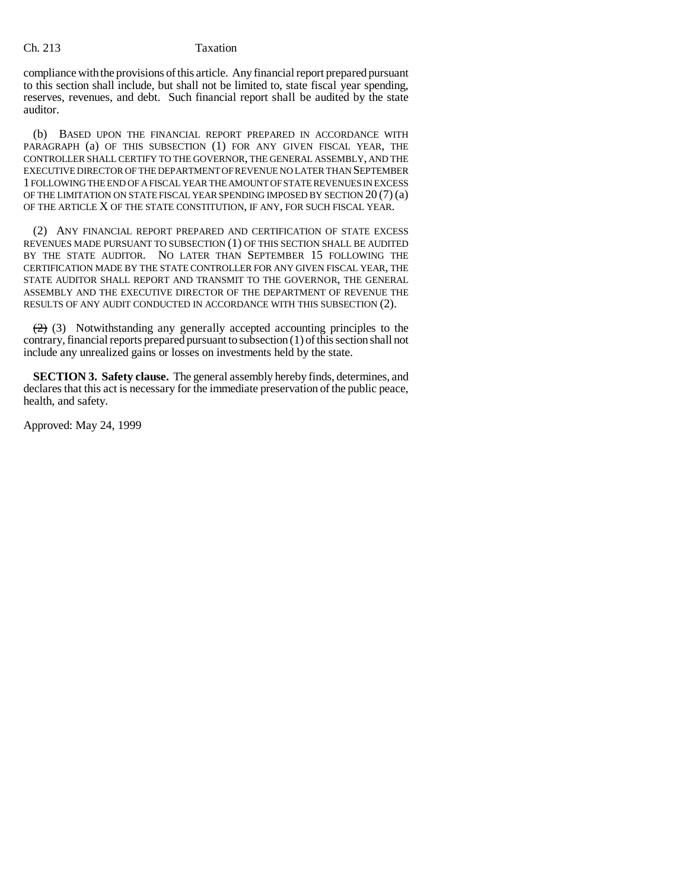compliance with the provisions of this article. Any financial report prepared pursuant to this section shall include, but shall not be limited to, state fiscal year spending, reserves, revenues, and debt. Such financial report shall be audited by the state auditor.

(b) BASED UPON THE FINANCIAL REPORT PREPARED IN ACCORDANCE WITH PARAGRAPH (a) OF THIS SUBSECTION (1) FOR ANY GIVEN FISCAL YEAR, THE CONTROLLER SHALL CERTIFY TO THE GOVERNOR, THE GENERAL ASSEMBLY, AND THE EXECUTIVE DIRECTOR OF THE DEPARTMENT OF REVENUE NO LATER THAN SEPTEMBER 1 FOLLOWING THE END OF A FISCAL YEAR THE AMOUNT OF STATE REVENUES IN EXCESS OF THE LIMITATION ON STATE FISCAL YEAR SPENDING IMPOSED BY SECTION 20 (7) (a) OF THE ARTICLE X OF THE STATE CONSTITUTION, IF ANY, FOR SUCH FISCAL YEAR.

(2) ANY FINANCIAL REPORT PREPARED AND CERTIFICATION OF STATE EXCESS REVENUES MADE PURSUANT TO SUBSECTION (1) OF THIS SECTION SHALL BE AUDITED BY THE STATE AUDITOR. NO LATER THAN SEPTEMBER 15 FOLLOWING THE CERTIFICATION MADE BY THE STATE CONTROLLER FOR ANY GIVEN FISCAL YEAR, THE STATE AUDITOR SHALL REPORT AND TRANSMIT TO THE GOVERNOR, THE GENERAL ASSEMBLY AND THE EXECUTIVE DIRECTOR OF THE DEPARTMENT OF REVENUE THE RESULTS OF ANY AUDIT CONDUCTED IN ACCORDANCE WITH THIS SUBSECTION (2).

~~(2)~~ (3) Notwithstanding any generally accepted accounting principles to the contrary, financial reports prepared pursuant to subsection (1) of this section shall not include any unrealized gains or losses on investments held by the state.

**SECTION 3. Safety clause.** The general assembly hereby finds, determines, and declares that this act is necessary for the immediate preservation of the public peace, health, and safety.

Approved: May 24, 1999